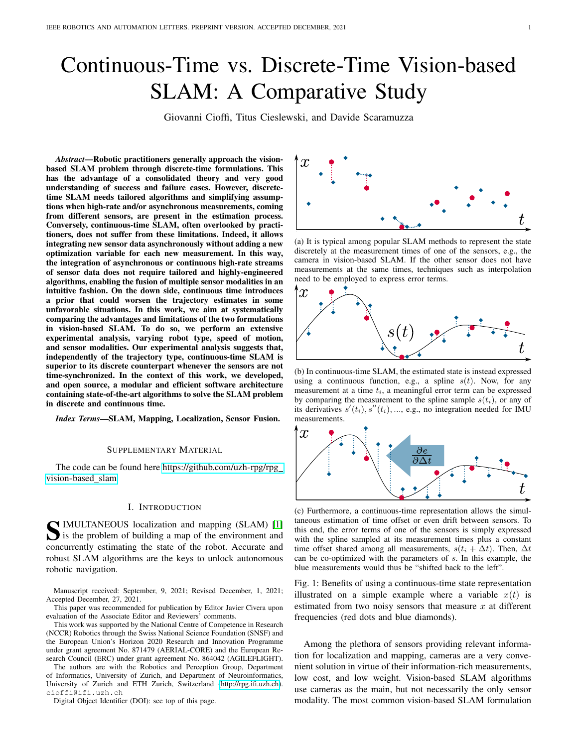# Continuous-Time vs. Discrete-Time Vision-based SLAM: A Comparative Study

Giovanni Cioffi, Titus Cieslewski, and Davide Scaramuzza

***Abstract*—Robotic practitioners generally approach the vision-based SLAM problem through discrete-time formulations. This has the advantage of a consolidated theory and very good understanding of success and failure cases. However, discrete-time SLAM needs tailored algorithms and simplifying assumptions when high-rate and/or asynchronous measurements, coming from different sensors, are present in the estimation process. Conversely, continuous-time SLAM, often overlooked by practitioners, does not suffer from these limitations. Indeed, it allows integrating new sensor data asynchronously without adding a new optimization variable for each new measurement. In this way, the integration of asynchronous or continuous high-rate streams of sensor data does not require tailored and highly-engineered algorithms, enabling the fusion of multiple sensor modalities in an intuitive fashion. On the down side, continuous time introduces a prior that could worsen the trajectory estimates in some unfavorable situations. In this work, we aim at systematically comparing the advantages and limitations of the two formulations in vision-based SLAM. To do so, we perform an extensive experimental analysis, varying robot type, speed of motion, and sensor modalities. Our experimental analysis suggests that, independently of the trajectory type, continuous-time SLAM is superior to its discrete counterpart whenever the sensors are not time-synchronized. In the context of this work, we developed, and open source, a modular and efficient software architecture containing state-of-the-art algorithms to solve the SLAM problem in discrete and continuous time.**

***Index Terms*—SLAM, Mapping, Localization, Sensor Fusion.**

## Supplementary Material

The code can be found here https://github.com/uzh-rpg/rpg_vision-based_slam

## I. Introduction

SIMULTANEOUS localization and mapping (SLAM) [1] is the problem of building a map of the environment and concurrently estimating the state of the robot. Accurate and robust SLAM algorithms are the keys to unlock autonomous robotic navigation.

Manuscript received: September, 9, 2021; Revised December, 1, 2021; Accepted December, 27, 2021.

This paper was recommended for publication by Editor Javier Civera upon evaluation of the Associate Editor and Reviewers' comments.

This work was supported by the National Centre of Competence in Research (NCCR) Robotics through the Swiss National Science Foundation (SNSF) and the European Union's Horizon 2020 Research and Innovation Programme under grant agreement No. 871479 (AERIAL-CORE) and the European Research Council (ERC) under grant agreement No. 864042 (AGILEFLIGHT).

The authors are with the Robotics and Perception Group, Department of Informatics, University of Zurich, and Department of Neuroinformatics, University of Zurich and ETH Zurich, Switzerland (http://rpg.ifi.uzh.ch). cioffi@ifi.uzh.ch

Digital Object Identifier (DOI): see top of this page.

(a) It is typical among popular SLAM methods to represent the state discretely at the measurement times of one of the sensors, e.g., the camera in vision-based SLAM. If the other sensor does not have measurements at the same times, techniques such as interpolation need to be employed to express error terms.

(b) In continuous-time SLAM, the estimated state is instead expressed using a continuous function, e.g., a spline $s(t)$. Now, for any measurement at a time $t_i$, a meaningful error term can be expressed by comparing the measurement to the spline sample $s(t_i)$, or any of its derivatives $s'(t_i), s''(t_i), \ldots$, e.g., no integration needed for IMU measurements.

(c) Furthermore, a continuous-time representation allows the simultaneous estimation of time offset or even drift between sensors. To this end, the error terms of one of the sensors is simply expressed with the spline sampled at its measurement times plus a constant time offset shared among all measurements, $s(t_i + \Delta t)$. Then, $\Delta t$ can be co-optimized with the parameters of $s$. In this example, the blue measurements would thus be "shifted back to the left".

Fig. 1: Benefits of using a continuous-time state representation illustrated on a simple example where a variable $x(t)$ is estimated from two noisy sensors that measure $x$ at different frequencies (red dots and blue diamonds).

Among the plethora of sensors providing relevant information for localization and mapping, cameras are a very convenient solution in virtue of their information-rich measurements, low cost, and low weight. Vision-based SLAM algorithms use cameras as the main, but not necessarily the only sensor modality. The most common vision-based SLAM formulation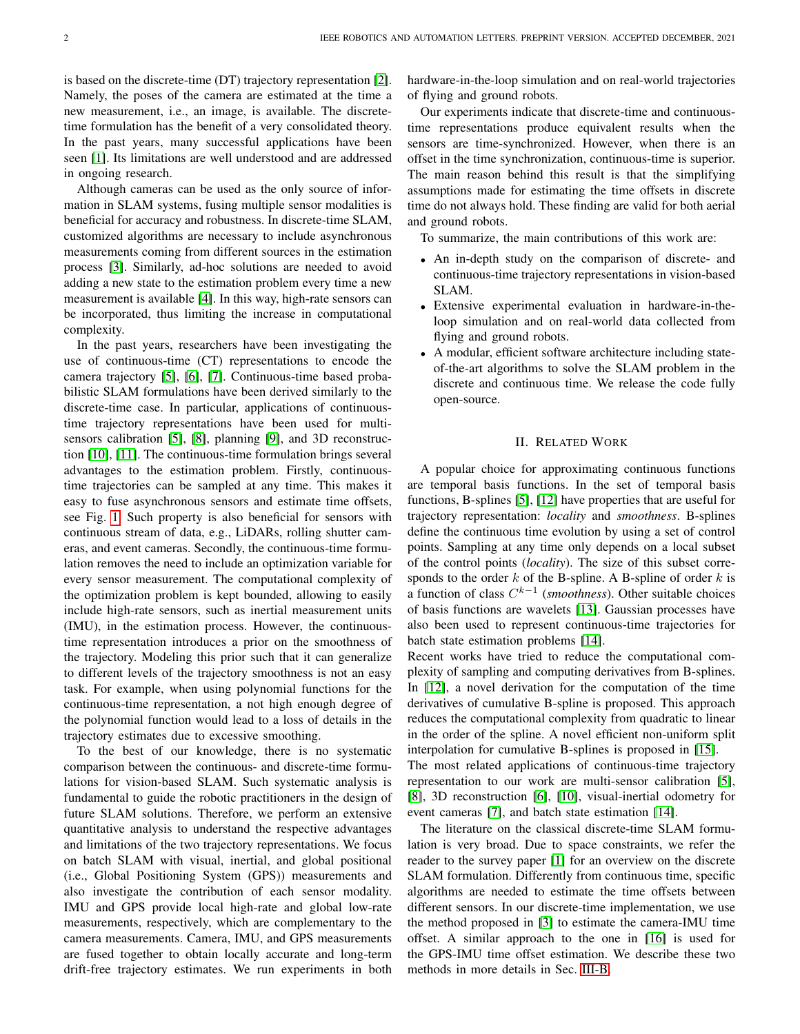is based on the discrete-time (DT) trajectory representation [2]. Namely, the poses of the camera are estimated at the time a new measurement, i.e., an image, is available. The discrete-time formulation has the benefit of a very consolidated theory. In the past years, many successful applications have been seen [1]. Its limitations are well understood and are addressed in ongoing research.

Although cameras can be used as the only source of information in SLAM systems, fusing multiple sensor modalities is beneficial for accuracy and robustness. In discrete-time SLAM, customized algorithms are necessary to include asynchronous measurements coming from different sources in the estimation process [3]. Similarly, ad-hoc solutions are needed to avoid adding a new state to the estimation problem every time a new measurement is available [4]. In this way, high-rate sensors can be incorporated, thus limiting the increase in computational complexity.

In the past years, researchers have been investigating the use of continuous-time (CT) representations to encode the camera trajectory [5], [6], [7]. Continuous-time based probabilistic SLAM formulations have been derived similarly to the discrete-time case. In particular, applications of continuous-time trajectory representations have been used for multi-sensors calibration [5], [8], planning [9], and 3D reconstruction [10], [11]. The continuous-time formulation brings several advantages to the estimation problem. Firstly, continuous-time trajectories can be sampled at any time. This makes it easy to fuse asynchronous sensors and estimate time offsets, see Fig. 1. Such property is also beneficial for sensors with continuous stream of data, e.g., LiDARs, rolling shutter cameras, and event cameras. Secondly, the continuous-time formulation removes the need to include an optimization variable for every sensor measurement. The computational complexity of the optimization problem is kept bounded, allowing to easily include high-rate sensors, such as inertial measurement units (IMU), in the estimation process. However, the continuous-time representation introduces a prior on the smoothness of the trajectory. Modeling this prior such that it can generalize to different levels of the trajectory smoothness is not an easy task. For example, when using polynomial functions for the continuous-time representation, a not high enough degree of the polynomial function would lead to a loss of details in the trajectory estimates due to excessive smoothing.

To the best of our knowledge, there is no systematic comparison between the continuous- and discrete-time formulations for vision-based SLAM. Such systematic analysis is fundamental to guide the robotic practitioners in the design of future SLAM solutions. Therefore, we perform an extensive quantitative analysis to understand the respective advantages and limitations of the two trajectory representations. We focus on batch SLAM with visual, inertial, and global positional (i.e., Global Positioning System (GPS)) measurements and also investigate the contribution of each sensor modality. IMU and GPS provide local high-rate and global low-rate measurements, respectively, which are complementary to the camera measurements. Camera, IMU, and GPS measurements are fused together to obtain locally accurate and long-term drift-free trajectory estimates. We run experiments in both hardware-in-the-loop simulation and on real-world trajectories of flying and ground robots.

Our experiments indicate that discrete-time and continuous-time representations produce equivalent results when the sensors are time-synchronized. However, when there is an offset in the time synchronization, continuous-time is superior. The main reason behind this result is that the simplifying assumptions made for estimating the time offsets in discrete time do not always hold. These finding are valid for both aerial and ground robots.

To summarize, the main contributions of this work are:

- An in-depth study on the comparison of discrete- and continuous-time trajectory representations in vision-based SLAM.
- Extensive experimental evaluation in hardware-in-the-loop simulation and on real-world data collected from flying and ground robots.
- A modular, efficient software architecture including state-of-the-art algorithms to solve the SLAM problem in the discrete and continuous time. We release the code fully open-source.

## II. Related Work

A popular choice for approximating continuous functions are temporal basis functions. In the set of temporal basis functions, B-splines [5], [12] have properties that are useful for trajectory representation: *locality* and *smoothness*. B-splines define the continuous time evolution by using a set of control points. Sampling at any time only depends on a local subset of the control points (*locality*). The size of this subset corresponds to the order $k$ of the B-spline. A B-spline of order $k$ is a function of class $C^{k-1}$ (*smoothness*). Other suitable choices of basis functions are wavelets [13]. Gaussian processes have also been used to represent continuous-time trajectories for batch state estimation problems [14].

Recent works have tried to reduce the computational complexity of sampling and computing derivatives from B-splines. In [12], a novel derivation for the computation of the time derivatives of cumulative B-spline is proposed. This approach reduces the computational complexity from quadratic to linear in the order of the spline. A novel efficient non-uniform split interpolation for cumulative B-splines is proposed in [15].

The most related applications of continuous-time trajectory representation to our work are multi-sensor calibration [5], [8], 3D reconstruction [6], [10], visual-inertial odometry for event cameras [7], and batch state estimation [14].

The literature on the classical discrete-time SLAM formulation is very broad. Due to space constraints, we refer the reader to the survey paper [1] for an overview on the discrete SLAM formulation. Differently from continuous time, specific algorithms are needed to estimate the time offsets between different sensors. In our discrete-time implementation, we use the method proposed in [3] to estimate the camera-IMU time offset. A similar approach to the one in [16] is used for the GPS-IMU time offset estimation. We describe these two methods in more details in Sec. III-B.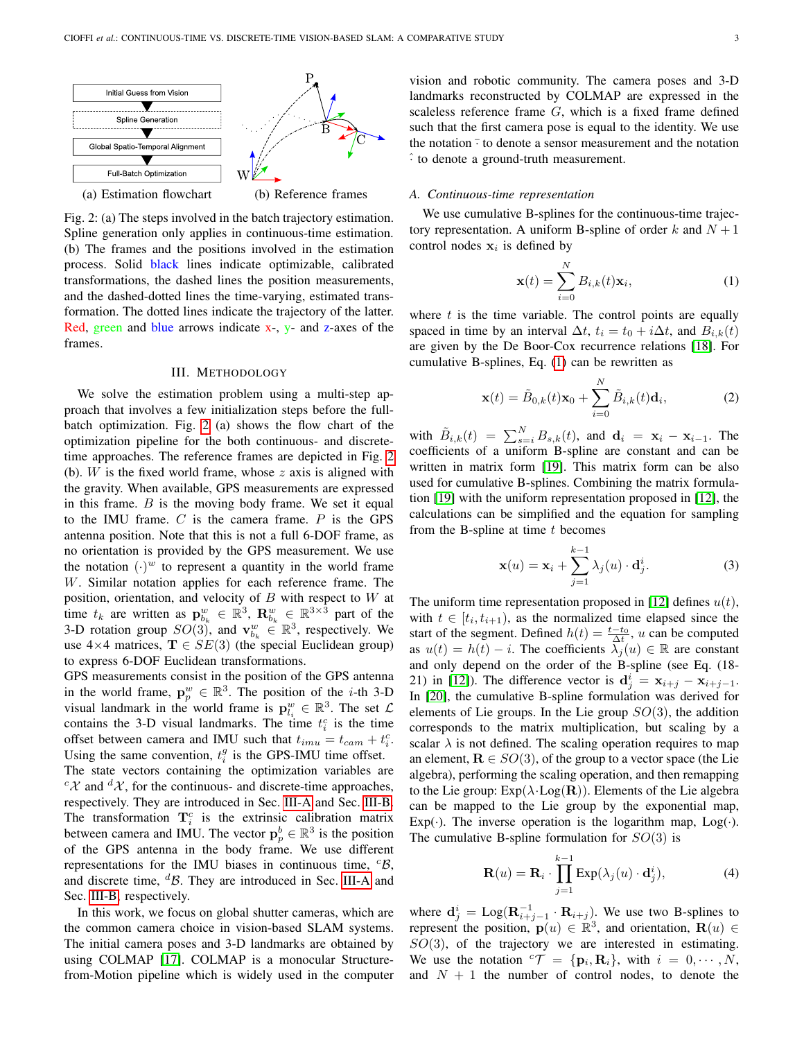Fig. 2: (a) The steps involved in the batch trajectory estimation. Spline generation only applies in continuous-time estimation. (b) The frames and the positions involved in the estimation process. Solid black lines indicate optimizable, calibrated transformations, the dashed lines the position measurements, and the dashed-dotted lines the time-varying, estimated transformation. The dotted lines indicate the trajectory of the latter. Red, green and blue arrows indicate x-, y- and z-axes of the frames.

## III. Methodology

We solve the estimation problem using a multi-step approach that involves a few initialization steps before the full-batch optimization. Fig. 2 (a) shows the flow chart of the optimization pipeline for the both continuous- and discrete-time approaches. The reference frames are depicted in Fig. 2 (b). $W$ is the fixed world frame, whose $z$ axis is aligned with the gravity. When available, GPS measurements are expressed in this frame. $B$ is the moving body frame. We set it equal to the IMU frame. $C$ is the camera frame. $P$ is the GPS antenna position. Note that this is not a full 6-DOF frame, as no orientation is provided by the GPS measurement. We use the notation $(\cdot)^w$ to represent a quantity in the world frame $W$. Similar notation applies for each reference frame. The position, orientation, and velocity of $B$ with respect to $W$ at time $t_k$ are written as $\mathbf{p}^w_{b_k} \in \mathbb{R}^3$, $\mathbf{R}^w_{b_k} \in \mathbb{R}^{3\times3}$ part of the 3-D rotation group $SO(3)$, and $\mathbf{v}^w_{b_k} \in \mathbb{R}^3$, respectively. We use $4\times4$ matrices, $\mathbf{T} \in SE(3)$ (the special Euclidean group) to express 6-DOF Euclidean transformations.
GPS measurements consist in the position of the GPS antenna in the world frame, $\mathbf{p}^w_p \in \mathbb{R}^3$. The position of the $i$-th 3-D visual landmark in the world frame is $\mathbf{p}^w_{l_i} \in \mathbb{R}^3$. The set $\mathcal{L}$ contains the 3-D visual landmarks. The time $t^c_i$ is the time offset between camera and IMU such that $t_{imu} = t_{cam} + t^c_i$. Using the same convention, $t^g_i$ is the GPS-IMU time offset.
The state vectors containing the optimization variables are ${}^c\mathcal{X}$ and ${}^d\mathcal{X}$, for the continuous- and discrete-time approaches, respectively. They are introduced in Sec. III-A and Sec. III-B. The transformation $\mathbf{T}^c_i$ is the extrinsic calibration matrix between camera and IMU. The vector $\mathbf{p}^b_p \in \mathbb{R}^3$ is the position of the GPS antenna in the body frame. We use different representations for the IMU biases in continuous time, ${}^c\mathcal{B}$, and discrete time, ${}^d\mathcal{B}$. They are introduced in Sec. III-A and Sec. III-B, respectively.

In this work, we focus on global shutter cameras, which are the common camera choice in vision-based SLAM systems. The initial camera poses and 3-D landmarks are obtained by using COLMAP [17]. COLMAP is a monocular Structure-from-Motion pipeline which is widely used in the computer vision and robotic community. The camera poses and 3-D landmarks reconstructed by COLMAP are expressed in the scaleless reference frame $G$, which is a fixed frame defined such that the first camera pose is equal to the identity. We use the notation $\bar{\cdot}$ to denote a sensor measurement and the notation $\hat{\cdot}$ to denote a ground-truth measurement.

### A. Continuous-time representation

We use cumulative B-splines for the continuous-time trajectory representation. A uniform B-spline of order $k$ and $N+1$ control nodes $\mathbf{x}_i$ is defined by

$$\mathbf{x}(t) = \sum_{i=0}^{N} B_{i,k}(t)\mathbf{x}_i, \tag{1}$$

where $t$ is the time variable. The control points are equally spaced in time by an interval $\Delta t$, $t_i = t_0 + i\Delta t$, and $B_{i,k}(t)$ are given by the De Boor-Cox recurrence relations [18]. For cumulative B-splines, Eq. (1) can be rewritten as

$$\mathbf{x}(t) = \tilde{B}_{0,k}(t)\mathbf{x}_0 + \sum_{i=0}^{N} \tilde{B}_{i,k}(t)\mathbf{d}_i, \tag{2}$$

with $\tilde{B}_{i,k}(t) = \sum_{s=i}^{N} B_{s,k}(t)$, and $\mathbf{d}_i = \mathbf{x}_i - \mathbf{x}_{i-1}$. The coefficients of a uniform B-spline are constant and can be written in matrix form [19]. This matrix form can be also used for cumulative B-splines. Combining the matrix formulation [19] with the uniform representation proposed in [12], the calculations can be simplified and the equation for sampling from the B-spline at time $t$ becomes

$$\mathbf{x}(u) = \mathbf{x}_i + \sum_{j=1}^{k-1} \lambda_j(u) \cdot \mathbf{d}^i_j. \tag{3}$$

The uniform time representation proposed in [12] defines $u(t)$, with $t \in [t_i, t_{i+1})$, as the normalized time elapsed since the start of the segment. Defined $h(t) = \frac{t-t_0}{\Delta t}$, $u$ can be computed as $u(t) = h(t) - i$. The coefficients $\lambda_j(u) \in \mathbb{R}$ are constant and only depend on the order of the B-spline (see Eq. (18-21) in [12]). The difference vector is $\mathbf{d}^i_j = \mathbf{x}_{i+j} - \mathbf{x}_{i+j-1}$. In [20], the cumulative B-spline formulation was derived for elements of Lie groups. In the Lie group $SO(3)$, the addition corresponds to the matrix multiplication, but scaling by a scalar $\lambda$ is not defined. The scaling operation requires to map an element, $\mathbf{R} \in SO(3)$, of the group to a vector space (the Lie algebra), performing the scaling operation, and then remapping to the Lie group: $\mathrm{Exp}(\lambda \cdot \mathrm{Log}(\mathbf{R}))$. Elements of the Lie algebra can be mapped to the Lie group by the exponential map, $\mathrm{Exp}(\cdot)$. The inverse operation is the logarithm map, $\mathrm{Log}(\cdot)$. The cumulative B-spline formulation for $SO(3)$ is

$$\mathbf{R}(u) = \mathbf{R}_i \cdot \prod_{j=1}^{k-1} \mathrm{Exp}(\lambda_j(u) \cdot \mathbf{d}^i_j), \tag{4}$$

where $\mathbf{d}^i_j = \mathrm{Log}(\mathbf{R}^{-1}_{i+j-1} \cdot \mathbf{R}_{i+j})$. We use two B-splines to represent the position, $\mathbf{p}(u) \in \mathbb{R}^3$, and orientation, $\mathbf{R}(u) \in SO(3)$, of the trajectory we are interested in estimating. We use the notation ${}^c\mathcal{T} = \{\mathbf{p}_i, \mathbf{R}_i\}$, with $i = 0, \cdots, N$, and $N+1$ the number of control nodes, to denote the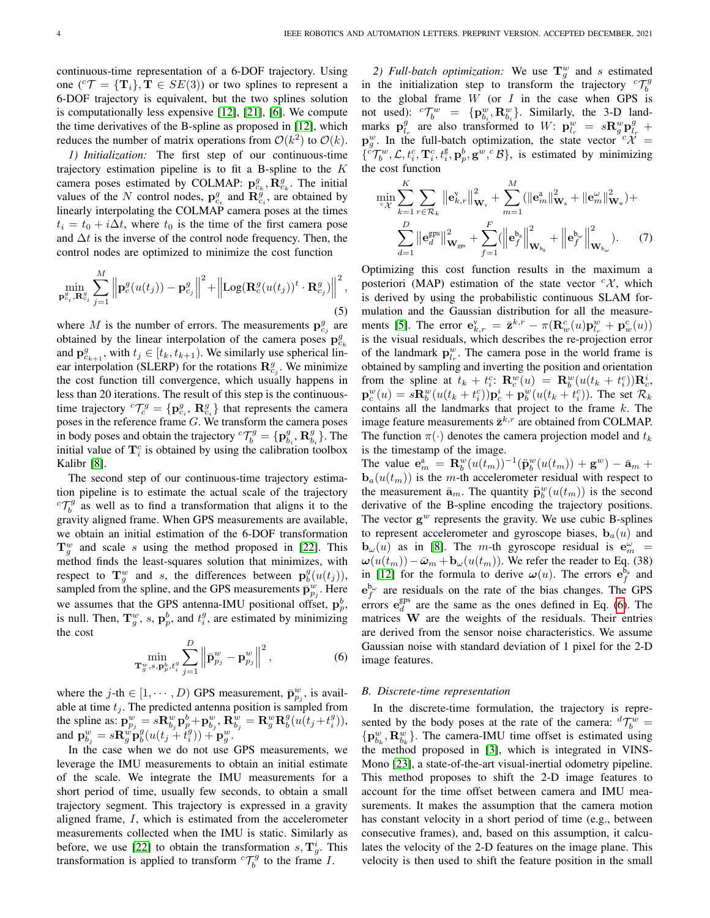continuous-time representation of a 6-DOF trajectory. Using one (${}^{c}\mathcal{T} = \{\mathbf{T}_i\}, \mathbf{T} \in SE(3)$) or two splines to represent a 6-DOF trajectory is equivalent, but the two splines solution is computationally less expensive [12], [21], [6]. We compute the time derivatives of the B-spline as proposed in [12], which reduces the number of matrix operations from $\mathcal{O}(k^2)$ to $\mathcal{O}(k)$.

*1) Initialization:* The first step of our continuous-time trajectory estimation pipeline is to fit a B-spline to the $K$ camera poses estimated by COLMAP: $\mathbf{p}^g_{c_k}, \mathbf{R}^g_{c_k}$. The initial values of the $N$ control nodes, $\mathbf{p}^g_{c_i}$ and $\mathbf{R}^g_{c_i}$, are obtained by linearly interpolating the COLMAP camera poses at the times $t_i = t_0 + i\Delta t$, where $t_0$ is the time of the first camera pose and $\Delta t$ is the inverse of the control node frequency. Then, the control nodes are optimized to minimize the cost function

$$
\min_{\mathbf{p}^g_{c_i}, \mathbf{R}^g_{c_i}} \sum_{j=1}^{M} \left\| \mathbf{p}^g_c(u(t_j)) - \mathbf{p}^g_{c_j} \right\|^2 + \left\| \mathrm{Log}(\mathbf{R}^g_c(u(t_j))^t \cdot \mathbf{R}^g_{c_j}) \right\|^2, \tag{5}
$$

where $M$ is the number of errors. The measurements $\mathbf{p}^g_{c_j}$ are obtained by the linear interpolation of the camera poses $\mathbf{p}^g_{c_k}$ and $\mathbf{p}^g_{c_{k+1}}$, with $t_j \in [t_k, t_{k+1})$. We similarly use spherical linear interpolation (SLERP) for the rotations $\mathbf{R}^g_{c_j}$. We minimize the cost function till convergence, which usually happens in less than 20 iterations. The result of this step is the continuous-time trajectory ${}^{c}\mathcal{T}^g_c = \{\mathbf{p}^g_{c_i}, \mathbf{R}^g_{c_i}\}$ that represents the camera poses in the reference frame $G$. We transform the camera poses in body poses and obtain the trajectory ${}^{c}\mathcal{T}^g_b = \{\mathbf{p}^g_{b_i}, \mathbf{R}^g_{b_i}\}$. The initial value of $\mathbf{T}^c_i$ is obtained by using the calibration toolbox Kalibr [8].

The second step of our continuous-time trajectory estimation pipeline is to estimate the actual scale of the trajectory ${}^{c}\mathcal{T}^g_b$ as well as to find a transformation that aligns it to the gravity aligned frame. When GPS measurements are available, we obtain an initial estimation of the 6-DOF transformation $\mathbf{T}^w_g$ and scale $s$ using the method proposed in [22]. This method finds the least-squares solution that minimizes, with respect to $\mathbf{T}^w_g$ and $s$, the differences between $\mathbf{p}^g_b(u(t_j))$, sampled from the spline, and the GPS measurements $\bar{\mathbf{p}}^w_{p_j}$. Here we assumes that the GPS antenna-IMU positional offset, $\mathbf{p}^b_p$, is null. Then, $\mathbf{T}^w_g$, $s$, $\mathbf{p}^b_p$, and $t^g_i$, are estimated by minimizing the cost

$$
\min_{\mathbf{T}^w_g, s, \mathbf{p}^b_p, t^g_i} \sum_{j=1}^{D} \left\| \bar{\mathbf{p}}^w_{p_j} - \mathbf{p}^w_{p_j} \right\|^2, \tag{6}
$$

where the $j$-th $\in [1, \cdots, D)$ GPS measurement, $\bar{\mathbf{p}}^w_{p_j}$, is available at time $t_j$. The predicted antenna position is sampled from the spline as: $\mathbf{p}^w_{p_j} = s\mathbf{R}^w_{b_j}\mathbf{p}^b_p + \mathbf{p}^w_{b_j}$, $\mathbf{R}^w_{b_j} = \mathbf{R}^w_g \mathbf{R}^g_b(u(t_j + t^g_i))$, and $\mathbf{p}^w_{b_j} = s\mathbf{R}^w_g \mathbf{p}^g_b(u(t_j + t^g_i)) + \mathbf{p}^w_g$.

In the case when we do not use GPS measurements, we leverage the IMU measurements to obtain an initial estimate of the scale. We integrate the IMU measurements for a short period of time, usually few seconds, to obtain a small trajectory segment. This trajectory is expressed in a gravity aligned frame, $I$, which is estimated from the accelerometer measurements collected when the IMU is static. Similarly as before, we use [22] to obtain the transformation $s, \mathbf{T}^i_g$. This transformation is applied to transform ${}^{c}\mathcal{T}^g_b$ to the frame $I$.

*2) Full-batch optimization:* We use $\mathbf{T}^w_g$ and $s$ estimated in the initialization step to transform the trajectory ${}^{c}\mathcal{T}^g_b$ to the global frame $W$ (or $I$ in the case when GPS is not used): ${}^{c}\mathcal{T}^w_b = \{\mathbf{p}^w_{b_i}, \mathbf{R}^w_{b_i}\}$. Similarly, the 3-D landmarks $\mathbf{p}^g_{l_r}$ are also transformed to $W$: $\mathbf{p}^w_{l_r} = s\mathbf{R}^w_g \mathbf{p}^g_{l_r} + \mathbf{p}^w_g$. In the full-batch optimization, the state vector ${}^{c}\mathcal{X} = \{{}^{c}\mathcal{T}^w_b, \mathcal{L}, t^c_i, \mathbf{T}^c_i, t^g_i, \mathbf{p}^b_p, \mathbf{g}^w, {}^{c}\mathcal{B}\}$, is estimated by minimizing the cost function

$$
\begin{aligned}
\min_{{}^{c}\mathcal{X}} \sum_{k=1}^{K} \sum_{r \in \mathcal{R}_k} \left\| \mathbf{e}^{\mathrm{v}}_{k,r} \right\|^2_{\mathbf{W}_{\mathrm{v}}} + \sum_{m=1}^{M} (\left\| \mathbf{e}^{\mathrm{a}}_m \right\|^2_{\mathbf{W}_{\mathrm{a}}} + \left\| \mathbf{e}^{\omega}_m \right\|^2_{\mathbf{W}_{\mathrm{w}}}) + \\
\sum_{d=1}^{D} \left\| \mathbf{e}^{\mathrm{gps}}_d \right\|^2_{\mathbf{W}_{\mathrm{gps}}} + \sum_{f=1}^{F} (\left\| \mathbf{e}^{\mathrm{b_a}}_f \right\|^2_{\mathbf{W}_{\mathrm{b_a}}} + \left\| \mathbf{e}^{\mathrm{b_\omega}}_f \right\|^2_{\mathbf{W}_{\mathrm{b_\omega}}}).
\end{aligned} \tag{7}
$$

Optimizing this cost function results in the maximum a posteriori (MAP) estimation of the state vector ${}^{c}\mathcal{X}$, which is derived by using the probabilistic continuous SLAM formulation and the Gaussian distribution for all the measurements [5]. The error $\mathbf{e}^{\mathrm{v}}_{k,r} = \bar{\mathbf{z}}^{k,r} - \pi(\mathbf{R}^c_w(u)\mathbf{p}^w_{l_r} + \mathbf{p}^c_w(u))$ is the visual residuals, which describes the re-projection error of the landmark $\mathbf{p}^w_{l_r}$. The camera pose in the world frame is obtained by sampling and inverting the position and orientation from the spline at $t_k + t^c_i$: $\mathbf{R}^w_c(u) = \mathbf{R}^w_b(u(t_k + t^c_i))\mathbf{R}^i_c$, $\mathbf{p}^w_c(u) = s\mathbf{R}^w_b(u(t_k + t^c_i))\mathbf{p}^i_c + \mathbf{p}^w_b(u(t_k + t^c_i))$. The set $\mathcal{R}_k$ contains all the landmarks that project to the frame $k$. The image feature measurements $\bar{\mathbf{z}}^{k,r}$ are obtained from COLMAP. The function $\pi(\cdot)$ denotes the camera projection model and $t_k$ is the timestamp of the image.

The value $\mathbf{e}^{\mathrm{a}}_m = \mathbf{R}^w_b(u(t_m))^{-1}(\ddot{\mathbf{p}}^w_b(u(t_m)) + \mathbf{g}^w) - \bar{\mathbf{a}}_m + \mathbf{b}_a(u(t_m))$ is the $m$-th accelerometer residual with respect to the measurement $\bar{\mathbf{a}}_m$. The quantity $\ddot{\mathbf{p}}^w_b(u(t_m))$ is the second derivative of the B-spline encoding the trajectory positions. The vector $\mathbf{g}^w$ represents the gravity. We use cubic B-splines to represent accelerometer and gyroscope biases, $\mathbf{b}_a(u)$ and $\mathbf{b}_\omega(u)$ as in [8]. The $m$-th gyroscope residual is $\mathbf{e}^{\omega}_m = \boldsymbol{\omega}(u(t_m)) - \bar{\boldsymbol{\omega}}_m + \mathbf{b}_\omega(u(t_m))$. We refer the reader to Eq. (38) in [12] for the formula to derive $\boldsymbol{\omega}(u)$. The errors $\mathbf{e}^{\mathrm{b_a}}_f$ and $\mathbf{e}^{\mathrm{b_\omega}}_f$ are residuals on the rate of the bias changes. The GPS errors $\mathbf{e}^{\mathrm{gps}}_d$ are the same as the ones defined in Eq. (6). The matrices $\mathbf{W}$ are the weights of the residuals. Their entries are derived from the sensor noise characteristics. We assume Gaussian noise with standard deviation of 1 pixel for the 2-D image features.

### *B. Discrete-time representation*

In the discrete-time formulation, the trajectory is represented by the body poses at the rate of the camera: ${}^{d}\mathcal{T}^w_b = \{\mathbf{p}^w_{b_k}, \mathbf{R}^w_{b_k}\}$. The camera-IMU time offset is estimated using the method proposed in [3], which is integrated in VINS-Mono [23], a state-of-the-art visual-inertial odometry pipeline. This method proposes to shift the 2-D image features to account for the time offset between camera and IMU measurements. It makes the assumption that the camera motion has constant velocity in a short period of time (e.g., between consecutive frames), and, based on this assumption, it calculates the velocity of the 2-D features on the image plane. This velocity is then used to shift the feature position in the small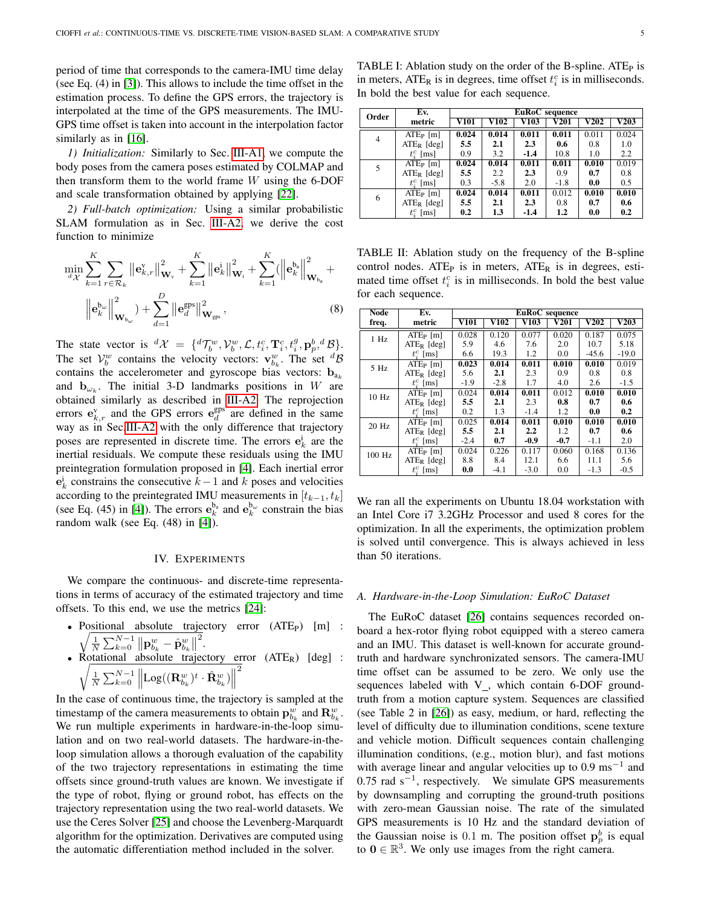period of time that corresponds to the camera-IMU time delay (see Eq. (4) in [3]). This allows to include the time offset in the estimation process. To define the GPS errors, the trajectory is interpolated at the time of the GPS measurements. The IMU-GPS time offset is taken into account in the interpolation factor similarly as in [16].

*1) Initialization:* Similarly to Sec. III-A1, we compute the body poses from the camera poses estimated by COLMAP and then transform them to the world frame $W$ using the 6-DOF and scale transformation obtained by applying [22].

*2) Full-batch optimization:* Using a similar probabilistic SLAM formulation as in Sec. III-A2, we derive the cost function to minimize

$$
\min_{{}^{d}\mathcal{X}} \sum_{k=1}^{K}\sum_{r\in\mathcal{R}_k}\left\|\mathbf{e}^{\mathrm{v}}_{k,r}\right\|^2_{\mathbf{W}_{\mathrm{v}}} + \sum_{k=1}^{K}\left\|\mathbf{e}^{\mathrm{i}}_{k}\right\|^2_{\mathbf{W}_{\mathrm{i}}} + \sum_{k=1}^{K}\left(\left\|\mathbf{e}^{\mathrm{b_a}}_{k}\right\|^2_{\mathbf{W}_{\mathrm{b_a}}} + \left\|\mathbf{e}^{\mathrm{b}_\omega}_{k}\right\|^2_{\mathbf{W}_{\mathrm{b}_\omega}}\right) + \sum_{d=1}^{D}\left\|\mathbf{e}^{\mathrm{gps}}_{d}\right\|^2_{\mathbf{W}_{\mathrm{gps}}}, \tag{8}
$$

The state vector is ${}^{d}\mathcal{X} = \{{}^{d}\mathcal{T}^{w}_{b}, \mathcal{V}^{w}_{b}, \mathcal{L}, t^{c}_{i}, \mathbf{T}^{c}_{i}, t^{g}_{i}, \mathbf{p}^{b}_{p}, {}^{d}\mathcal{B}\}$. The set $\mathcal{V}^{w}_{b}$ contains the velocity vectors: $\mathbf{v}^{w}_{b_k}$. The set ${}^{d}\mathcal{B}$ contains the accelerometer and gyroscope bias vectors: $\mathbf{b}_{a_k}$ and $\mathbf{b}_{\omega_k}$. The initial 3-D landmarks positions in $W$ are obtained similarly as described in III-A2. The reprojection errors $\mathbf{e}^{\mathrm{v}}_{k,r}$ and the GPS errors $\mathbf{e}^{\mathrm{gps}}_{d}$ are defined in the same way as in Sec III-A2 with the only difference that trajectory poses are represented in discrete time. The errors $\mathbf{e}^{\mathrm{i}}_{k}$ are the inertial residuals. We compute these residuals using the IMU preintegration formulation proposed in [4]. Each inertial error $\mathbf{e}^{\mathrm{i}}_{k}$ constrains the consecutive $k-1$ and $k$ poses and velocities according to the preintegrated IMU measurements in $[t_{k-1}, t_k]$ (see Eq. (45) in [4]). The errors $\mathbf{e}^{\mathrm{b_a}}_{k}$ and $\mathbf{e}^{\mathrm{b}_\omega}_{k}$ constrain the bias random walk (see Eq. (48) in [4]).

## IV. Experiments

We compare the continuous- and discrete-time representations in terms of accuracy of the estimated trajectory and time offsets. To this end, we use the metrics [24]:

- Positional absolute trajectory error ($\mathrm{ATE_P}$) [m] : $\sqrt{\frac{1}{N}\sum_{k=0}^{N-1}\left\|\mathbf{p}^{w}_{b_k} - \hat{\mathbf{p}}^{w}_{b_k}\right\|^2}$.
- Rotational absolute trajectory error ($\mathrm{ATE_R}$) [deg] : $\sqrt{\frac{1}{N}\sum_{k=0}^{N-1}\left\|\mathrm{Log}((\mathbf{R}^{w}_{b_k})^t \cdot \hat{\mathbf{R}}^{w}_{b_k})\right\|^2}$

In the case of continuous time, the trajectory is sampled at the timestamp of the camera measurements to obtain $\mathbf{p}^{w}_{b_k}$ and $\mathbf{R}^{w}_{b_k}$. We run multiple experiments in hardware-in-the-loop simulation and on two real-world datasets. The hardware-in-the-loop simulation allows a thorough evaluation of the capability of the two trajectory representations in estimating the time offsets since ground-truth values are known. We investigate if the type of robot, flying or ground robot, has effects on the trajectory representation using the two real-world datasets. We use the Ceres Solver [25] and choose the Levenberg-Marquardt algorithm for the optimization. Derivatives are computed using the automatic differentiation method included in the solver.

TABLE I: Ablation study on the order of the B-spline. $\mathrm{ATE_P}$ is in meters, $\mathrm{ATE_R}$ is in degrees, time offset $t^c_i$ is in milliseconds. In bold the best value for each sequence.

| Order | Ev. metric | EuRoC sequence | | | | | |
|---|---|---|---|---|---|---|---|
| | | V101 | V102 | V103 | V201 | V202 | V203 |
| 4 | $\mathrm{ATE_P}$ [m] | **0.024** | **0.014** | **0.011** | **0.011** | 0.011 | 0.024 |
| | $\mathrm{ATE_R}$ [deg] | **5.5** | **2.1** | **2.3** | **0.6** | 0.8 | 1.0 |
| | $t^c_i$ [ms] | 0.9 | 3.2 | **-1.4** | 10.8 | 1.0 | 2.2 |
| 5 | $\mathrm{ATE_P}$ [m] | **0.024** | **0.014** | **0.011** | **0.011** | **0.010** | 0.019 |
| | $\mathrm{ATE_R}$ [deg] | **5.5** | 2.2 | **2.3** | 0.9 | **0.7** | 0.8 |
| | $t^c_i$ [ms] | 0.3 | -5.8 | 2.0 | -1.8 | **0.0** | 0.5 |
| 6 | $\mathrm{ATE_P}$ [m] | **0.024** | **0.014** | **0.011** | 0.012 | **0.010** | **0.010** |
| | $\mathrm{ATE_R}$ [deg] | **5.5** | **2.1** | **2.3** | 0.8 | **0.7** | **0.6** |
| | $t^c_i$ [ms] | **0.2** | **1.3** | **-1.4** | **1.2** | **0.0** | **0.2** |

TABLE II: Ablation study on the frequency of the B-spline control nodes. $\mathrm{ATE_P}$ is in meters, $\mathrm{ATE_R}$ is in degrees, estimated time offset $t^c_i$ is in milliseconds. In bold the best value for each sequence.

| Node freq. | Ev. metric | EuRoC sequence | | | | | |
|---|---|---|---|---|---|---|---|
| | | V101 | V102 | V103 | V201 | V202 | V203 |
| 1 Hz | $\mathrm{ATE_P}$ [m] | 0.028 | 0.120 | 0.077 | 0.020 | 0.187 | 0.075 |
| | $\mathrm{ATE_R}$ [deg] | 5.9 | 4.6 | 7.6 | 2.0 | 10.7 | 5.18 |
| | $t^c_i$ [ms] | 6.6 | 19.3 | 1.2 | 0.0 | -45.6 | -19.0 |
| 5 Hz | $\mathrm{ATE_P}$ [m] | **0.023** | **0.014** | **0.011** | **0.010** | **0.010** | 0.019 |
| | $\mathrm{ATE_R}$ [deg] | 5.6 | **2.1** | 2.3 | 0.9 | 0.8 | 0.8 |
| | $t^c_i$ [ms] | -1.9 | -2.8 | 1.7 | 4.0 | 2.6 | -1.5 |
| 10 Hz | $\mathrm{ATE_P}$ [m] | 0.024 | **0.014** | **0.011** | 0.012 | **0.010** | **0.010** |
| | $\mathrm{ATE_R}$ [deg] | **5.5** | **2.1** | 2.3 | **0.8** | **0.7** | **0.6** |
| | $t^c_i$ [ms] | 0.2 | 1.3 | -1.4 | 1.2 | **0.0** | **0.2** |
| 20 Hz | $\mathrm{ATE_P}$ [m] | 0.025 | **0.014** | **0.011** | **0.010** | **0.010** | **0.010** |
| | $\mathrm{ATE_R}$ [deg] | **5.5** | **2.1** | **2.2** | 1.2 | **0.7** | **0.6** |
| | $t^c_i$ [ms] | -2.4 | **0.7** | **-0.9** | **-0.7** | -1.1 | 2.0 |
| 100 Hz | $\mathrm{ATE_P}$ [m] | 0.024 | 0.226 | 0.117 | 0.060 | 0.168 | 0.136 |
| | $\mathrm{ATE_R}$ [deg] | 8.8 | 8.4 | 12.1 | 6.6 | 11.1 | 5.6 |
| | $t^c_i$ [ms] | **0.0** | -4.1 | -3.0 | 0.0 | -1.3 | -0.5 |

We ran all the experiments on Ubuntu 18.04 workstation with an Intel Core i7 3.2GHz Processor and used 8 cores for the optimization. In all the experiments, the optimization problem is solved until convergence. This is always achieved in less than 50 iterations.

### A. Hardware-in-the-Loop Simulation: EuRoC Dataset

The EuRoC dataset [26] contains sequences recorded onboard a hex-rotor flying robot equipped with a stereo camera and an IMU. This dataset is well-known for accurate ground-truth and hardware synchronizated sensors. The camera-IMU time offset can be assumed to be zero. We only use the sequences labeled with V_, which contain 6-DOF ground-truth from a motion capture system. Sequences are classified (see Table 2 in [26]) as easy, medium, or hard, reflecting the level of difficulty due to illumination conditions, scene texture and vehicle motion. Difficult sequences contain challenging illumination conditions, (e.g., motion blur), and fast motions with average linear and angular velocities up to 0.9 $\mathrm{ms}^{-1}$ and 0.75 rad $\mathrm{s}^{-1}$, respectively. We simulate GPS measurements by downsampling and corrupting the ground-truth positions with zero-mean Gaussian noise. The rate of the simulated GPS measurements is 10 Hz and the standard deviation of the Gaussian noise is 0.1 m. The position offset $\mathbf{p}^{b}_{p}$ is equal to $\mathbf{0} \in \mathbb{R}^3$. We only use images from the right camera.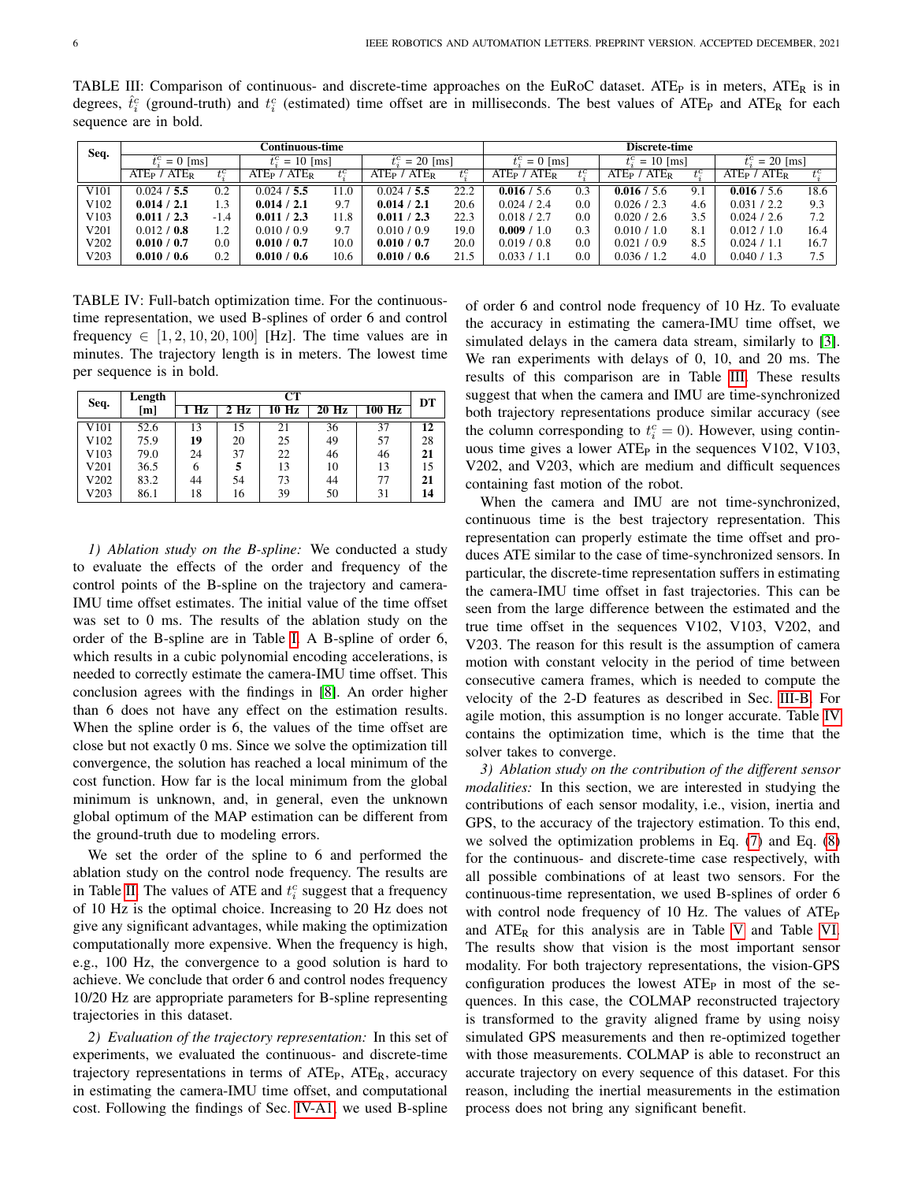TABLE III: Comparison of continuous- and discrete-time approaches on the EuRoC dataset. $ATE_P$ is in meters, $ATE_R$ is in degrees, $\hat{t}_i^c$ (ground-truth) and $t_i^c$ (estimated) time offset are in milliseconds. The best values of $ATE_P$ and $ATE_R$ for each sequence are in bold.

| Seq. | Continuous-time | | | | | | Discrete-time | | | | | |
|---|---|---|---|---|---|---|---|---|---|---|---|---|
| | $\hat{t}_i^c$ = 0 [ms] | | $\hat{t}_i^c$ = 10 [ms] | | $\hat{t}_i^c$ = 20 [ms] | | $\hat{t}_i^c$ = 0 [ms] | | $\hat{t}_i^c$ = 10 [ms] | | $\hat{t}_i^c$ = 20 [ms] | |
| | $ATE_P$ / $ATE_R$ | $t_i^c$ | $ATE_P$ / $ATE_R$ | $t_i^c$ | $ATE_P$ / $ATE_R$ | $t_i^c$ | $ATE_P$ / $ATE_R$ | $t_i^c$ | $ATE_P$ / $ATE_R$ | $t_i^c$ | $ATE_P$ / $ATE_R$ | $t_i^c$ |
| V101 | 0.024 / **5.5** | 0.2 | 0.024 / **5.5** | 11.0 | 0.024 / **5.5** | 22.2 | **0.016** / 5.6 | 0.3 | **0.016** / 5.6 | 9.1 | **0.016** / 5.6 | 18.6 |
| V102 | **0.014** / **2.1** | 1.3 | **0.014** / **2.1** | 9.7 | **0.014** / **2.1** | 20.6 | 0.024 / 2.4 | 0.0 | 0.026 / 2.3 | 4.6 | 0.031 / 2.2 | 9.3 |
| V103 | **0.011** / **2.3** | -1.4 | **0.011** / **2.3** | 11.8 | **0.011** / **2.3** | 22.3 | 0.018 / 2.7 | 0.0 | 0.020 / 2.6 | 3.5 | 0.024 / 2.6 | 7.2 |
| V201 | 0.012 / **0.8** | 1.2 | 0.010 / 0.9 | 9.7 | 0.010 / 0.9 | 19.0 | **0.009** / 1.0 | 0.3 | 0.010 / 1.0 | 8.1 | 0.012 / 1.0 | 16.4 |
| V202 | **0.010** / **0.7** | 0.0 | **0.010** / **0.7** | 10.0 | **0.010** / **0.7** | 20.0 | 0.019 / 0.8 | 0.0 | 0.021 / 0.9 | 8.5 | 0.024 / 1.1 | 16.7 |
| V203 | **0.010** / **0.6** | 0.2 | **0.010** / **0.6** | 10.6 | **0.010** / **0.6** | 21.5 | 0.033 / 1.1 | 0.0 | 0.036 / 1.2 | 4.0 | 0.040 / 1.3 | 7.5 |

TABLE IV: Full-batch optimization time. For the continuous-time representation, we used B-splines of order 6 and control frequency $\in [1, 2, 10, 20, 100]$ [Hz]. The time values are in minutes. The trajectory length is in meters. The lowest time per sequence is in bold.

| Seq. | Length [m] | CT | | | | | DT |
|---|---|---|---|---|---|---|---|
| | | 1 Hz | 2 Hz | 10 Hz | 20 Hz | 100 Hz | |
| V101 | 52.6 | 13 | 15 | 21 | 36 | 37 | **12** |
| V102 | 75.9 | **19** | 20 | 25 | 49 | 57 | 28 |
| V103 | 79.0 | 24 | 37 | 22 | 46 | 46 | **21** |
| V201 | 36.5 | 6 | **5** | 13 | 10 | 13 | 15 |
| V202 | 83.2 | 44 | 54 | 73 | 44 | 77 | **21** |
| V203 | 86.1 | 18 | 16 | 39 | 50 | 31 | **14** |

*1) Ablation study on the B-spline:* We conducted a study to evaluate the effects of the order and frequency of the control points of the B-spline on the trajectory and camera-IMU time offset estimates. The initial value of the time offset was set to 0 ms. The results of the ablation study on the order of the B-spline are in Table I. A B-spline of order 6, which results in a cubic polynomial encoding accelerations, is needed to correctly estimate the camera-IMU time offset. This conclusion agrees with the findings in [8]. An order higher than 6 does not have any effect on the estimation results. When the spline order is 6, the values of the time offset are close but not exactly 0 ms. Since we solve the optimization till convergence, the solution has reached a local minimum of the cost function. How far is the local minimum from the global minimum is unknown, and, in general, even the unknown global optimum of the MAP estimation can be different from the ground-truth due to modeling errors.

We set the order of the spline to 6 and performed the ablation study on the control node frequency. The results are in Table II. The values of ATE and $t_i^c$ suggest that a frequency of 10 Hz is the optimal choice. Increasing to 20 Hz does not give any significant advantages, while making the optimization computationally more expensive. When the frequency is high, e.g., 100 Hz, the convergence to a good solution is hard to achieve. We conclude that order 6 and control nodes frequency 10/20 Hz are appropriate parameters for B-spline representing trajectories in this dataset.

*2) Evaluation of the trajectory representation:* In this set of experiments, we evaluated the continuous- and discrete-time trajectory representations in terms of $ATE_P$, $ATE_R$, accuracy in estimating the camera-IMU time offset, and computational cost. Following the findings of Sec. IV-A1, we used B-spline of order 6 and control node frequency of 10 Hz. To evaluate the accuracy in estimating the camera-IMU time offset, we simulated delays in the camera data stream, similarly to [3]. We ran experiments with delays of 0, 10, and 20 ms. The results of this comparison are in Table III. These results suggest that when the camera and IMU are time-synchronized both trajectory representations produce similar accuracy (see the column corresponding to $t_i^c = 0$). However, using continuous time gives a lower $ATE_P$ in the sequences V102, V103, V202, and V203, which are medium and difficult sequences containing fast motion of the robot.

When the camera and IMU are not time-synchronized, continuous time is the best trajectory representation. This representation can properly estimate the time offset and produces ATE similar to the case of time-synchronized sensors. In particular, the discrete-time representation suffers in estimating the camera-IMU time offset in fast trajectories. This can be seen from the large difference between the estimated and the true time offset in the sequences V102, V103, V202, and V203. The reason for this result is the assumption of camera motion with constant velocity in the period of time between consecutive camera frames, which is needed to compute the velocity of the 2-D features as described in Sec. III-B. For agile motion, this assumption is no longer accurate. Table IV contains the optimization time, which is the time that the solver takes to converge.

*3) Ablation study on the contribution of the different sensor modalities:* In this section, we are interested in studying the contributions of each sensor modality, i.e., vision, inertia and GPS, to the accuracy of the trajectory estimation. To this end, we solved the optimization problems in Eq. (7) and Eq. (8) for the continuous- and discrete-time case respectively, with all possible combinations of at least two sensors. For the continuous-time representation, we used B-splines of order 6 with control node frequency of 10 Hz. The values of $ATE_P$ and $ATE_R$ for this analysis are in Table V and Table VI. The results show that vision is the most important sensor modality. For both trajectory representations, the vision-GPS configuration produces the lowest $ATE_P$ in most of the sequences. In this case, the COLMAP reconstructed trajectory is transformed to the gravity aligned frame by using noisy simulated GPS measurements and then re-optimized together with those measurements. COLMAP is able to reconstruct an accurate trajectory on every sequence of this dataset. For this reason, including the inertial measurements in the estimation process does not bring any significant benefit.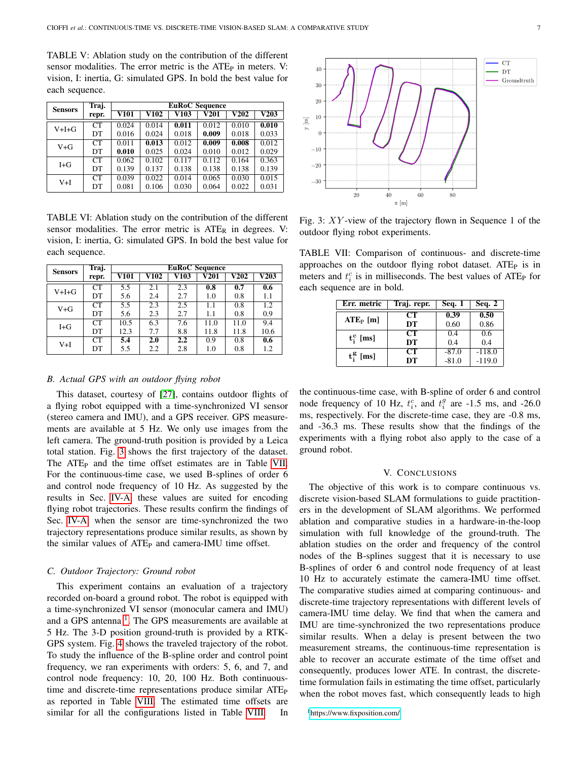TABLE V: Ablation study on the contribution of the different sensor modalities. The error metric is the $ATE_P$ in meters. V: vision, I: inertia, G: simulated GPS. In bold the best value for each sequence.

| Sensors | Traj. repr. | EuRoC Sequence | | | | | |
|---|---|---|---|---|---|---|---|
| | | V101 | V102 | V103 | V201 | V202 | V203 |
| V+I+G | CT | 0.024 | 0.014 | **0.011** | 0.012 | 0.010 | **0.010** |
| | DT | 0.016 | 0.024 | 0.018 | **0.009** | 0.018 | 0.033 |
| V+G | CT | 0.011 | **0.013** | 0.012 | **0.009** | **0.008** | 0.012 |
| | DT | **0.010** | 0.025 | 0.024 | 0.010 | 0.012 | 0.029 |
| I+G | CT | 0.062 | 0.102 | 0.117 | 0.112 | 0.164 | 0.363 |
| | DT | 0.139 | 0.137 | 0.138 | 0.138 | 0.138 | 0.139 |
| V+I | CT | 0.039 | 0.022 | 0.014 | 0.065 | 0.030 | 0.015 |
| | DT | 0.081 | 0.106 | 0.030 | 0.064 | 0.022 | 0.031 |

TABLE VI: Ablation study on the contribution of the different sensor modalities. The error metric is $ATE_R$ in degrees. V: vision, I: inertia, G: simulated GPS. In bold the best value for each sequence.

| Sensors | Traj. repr. | EuRoC Sequence | | | | | |
|---|---|---|---|---|---|---|---|
| | | V101 | V102 | V103 | V201 | V202 | V203 |
| V+I+G | CT | 5.5 | 2.1 | 2.3 | **0.8** | **0.7** | **0.6** |
| | DT | 5.6 | 2.4 | 2.7 | 1.0 | 0.8 | 1.1 |
| V+G | CT | 5.5 | 2.3 | 2.5 | 1.1 | 0.8 | 1.2 |
| | DT | 5.6 | 2.3 | 2.7 | 1.1 | 0.8 | 0.9 |
| I+G | CT | 10.5 | 6.3 | 7.6 | 11.0 | 11.0 | 9.4 |
| | DT | 12.3 | 7.7 | 8.8 | 11.8 | 11.8 | 10.6 |
| V+I | CT | **5.4** | **2.0** | **2.2** | 0.9 | 0.8 | **0.6** |
| | DT | 5.5 | 2.2 | 2.8 | 1.0 | 0.8 | 1.2 |

### B. Actual GPS with an outdoor flying robot

This dataset, courtesy of [27], contains outdoor flights of a flying robot equipped with a time-synchronized VI sensor (stereo camera and IMU), and a GPS receiver. GPS measurements are available at 5 Hz. We only use images from the left camera. The ground-truth position is provided by a Leica total station. Fig. 3 shows the first trajectory of the dataset. The $ATE_P$ and the time offset estimates are in Table VII. For the continuous-time case, we used B-splines of order 6 and control node frequency of 10 Hz. As suggested by the results in Sec. IV-A, these values are suited for encoding flying robot trajectories. These results confirm the findings of Sec. IV-A: when the sensor are time-synchronized the two trajectory representations produce similar results, as shown by the similar values of $ATE_P$ and camera-IMU time offset.

### C. Outdoor Trajectory: Ground robot

This experiment contains an evaluation of a trajectory recorded on-board a ground robot. The robot is equipped with a time-synchronized VI sensor (monocular camera and IMU) and a GPS antenna [1]. The GPS measurements are available at 5 Hz. The 3-D position ground-truth is provided by a RTK-GPS system. Fig. 4 shows the traveled trajectory of the robot. To study the influence of the B-spline order and control point frequency, we ran experiments with orders: 5, 6, and 7, and control node frequency: 10, 20, 100 Hz. Both continuous-time and discrete-time representations produce similar $ATE_P$ as reported in Table VIII. The estimated time offsets are similar for all the configurations listed in Table VIII. In

Fig. 3: $XY$-view of the trajectory flown in Sequence 1 of the outdoor flying robot experiments.

TABLE VII: Comparison of continuous- and discrete-time approaches on the outdoor flying robot dataset. $ATE_P$ is in meters and $t_i^c$ is in milliseconds. The best values of $ATE_P$ for each sequence are in bold.

| Err. metric | Traj. repr. | Seq. 1 | Seq. 2 |
|---|---|---|---|
| $ATE_P$ [m] | CT | **0.39** | **0.50** |
| | DT | 0.60 | 0.86 |
| $t_i^c$ [ms] | CT | 0.4 | 0.6 |
| | DT | 0.4 | 0.4 |
| $t_i^g$ [ms] | CT | -87.0 | -118.0 |
| | DT | -81.0 | -119.0 |

the continuous-time case, with B-spline of order 6 and control node frequency of 10 Hz, $t_i^c$, and $t_i^g$ are -1.5 ms, and -26.0 ms, respectively. For the discrete-time case, they are -0.8 ms, and -36.3 ms. These results show that the findings of the experiments with a flying robot also apply to the case of a ground robot.

## V. Conclusions

The objective of this work is to compare continuous vs. discrete vision-based SLAM formulations to guide practitioners in the development of SLAM algorithms. We performed ablation and comparative studies in a hardware-in-the-loop simulation with full knowledge of the ground-truth. The ablation studies on the order and frequency of the control nodes of the B-splines suggest that it is necessary to use B-splines of order 6 and control node frequency of at least 10 Hz to accurately estimate the camera-IMU time offset. The comparative studies aimed at comparing continuous- and discrete-time trajectory representations with different levels of camera-IMU time delay. We find that when the camera and IMU are time-synchronized the two representations produce similar results. When a delay is present between the two measurement streams, the continuous-time representation is able to recover an accurate estimate of the time offset and consequently, produces lower ATE. In contrast, the discrete-time formulation fails in estimating the time offset, particularly when the robot moves fast, which consequently leads to high

[1] https://www.fixposition.com/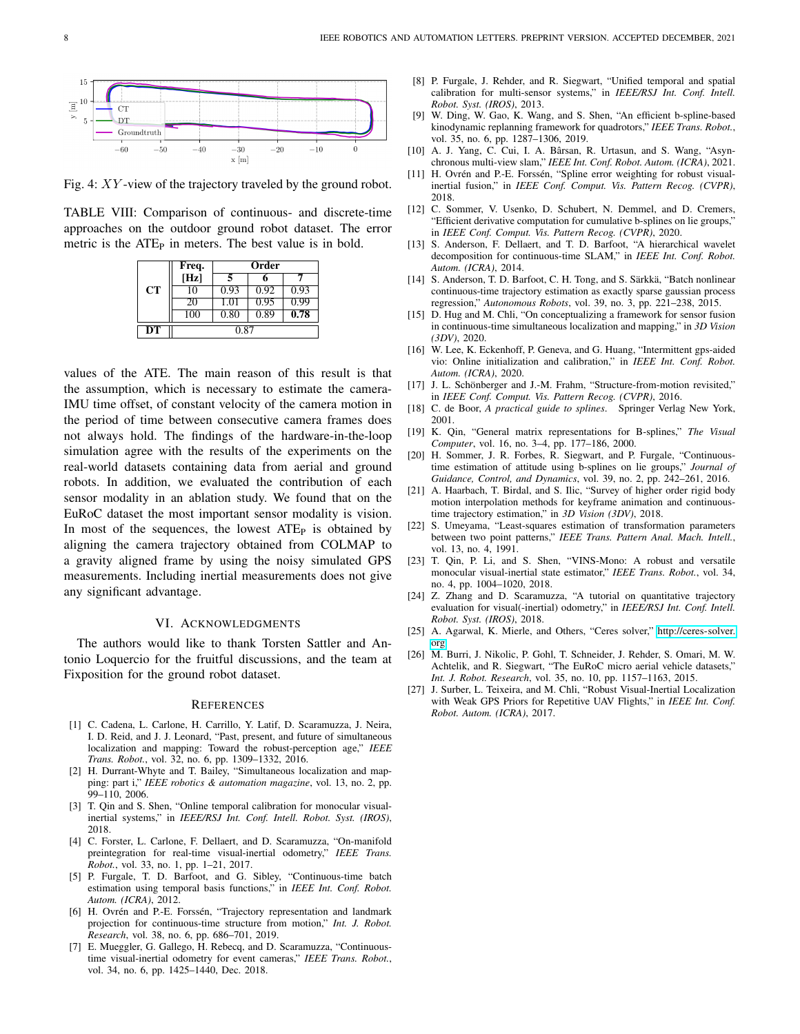15
10
5
y [m]
CT
DT
Groundtruth
−60 −50 −40 −30 −20 −10 0
x [m]

Fig. 4: $XY$-view of the trajectory traveled by the ground robot.

TABLE VIII: Comparison of continuous- and discrete-time approaches on the outdoor ground robot dataset. The error metric is the $\text{ATE}_\text{P}$ in meters. The best value is in bold.

| | Freq. [Hz] | Order 5 | Order 6 | Order 7 |
|---|---|---|---|---|
| **CT** | 10 | 0.93 | 0.92 | 0.93 |
| | 20 | 1.01 | 0.95 | 0.99 |
| | 100 | 0.80 | 0.89 | **0.78** |
| **DT** | 0.87 | | | |

values of the ATE. The main reason of this result is that the assumption, which is necessary to estimate the camera-IMU time offset, of constant velocity of the camera motion in the period of time between consecutive camera frames does not always hold. The findings of the hardware-in-the-loop simulation agree with the results of the experiments on the real-world datasets containing data from aerial and ground robots. In addition, we evaluated the contribution of each sensor modality in an ablation study. We found that on the EuRoC dataset the most important sensor modality is vision. In most of the sequences, the lowest $\text{ATE}_\text{P}$ is obtained by aligning the camera trajectory obtained from COLMAP to a gravity aligned frame by using the noisy simulated GPS measurements. Including inertial measurements does not give any significant advantage.

## VI. Acknowledgments

The authors would like to thank Torsten Sattler and Antonio Loquercio for the fruitful discussions, and the team at Fixposition for the ground robot dataset.

## References

[1] C. Cadena, L. Carlone, H. Carrillo, Y. Latif, D. Scaramuzza, J. Neira, I. D. Reid, and J. J. Leonard, "Past, present, and future of simultaneous localization and mapping: Toward the robust-perception age," *IEEE Trans. Robot.*, vol. 32, no. 6, pp. 1309–1332, 2016.

[2] H. Durrant-Whyte and T. Bailey, "Simultaneous localization and mapping: part i," *IEEE robotics & automation magazine*, vol. 13, no. 2, pp. 99–110, 2006.

[3] T. Qin and S. Shen, "Online temporal calibration for monocular visual-inertial systems," in *IEEE/RSJ Int. Conf. Intell. Robot. Syst. (IROS)*, 2018.

[4] C. Forster, L. Carlone, F. Dellaert, and D. Scaramuzza, "On-manifold preintegration for real-time visual-inertial odometry," *IEEE Trans. Robot.*, vol. 33, no. 1, pp. 1–21, 2017.

[5] P. Furgale, T. D. Barfoot, and G. Sibley, "Continuous-time batch estimation using temporal basis functions," in *IEEE Int. Conf. Robot. Autom. (ICRA)*, 2012.

[6] H. Ovrén and P.-E. Forssén, "Trajectory representation and landmark projection for continuous-time structure from motion," *Int. J. Robot. Research*, vol. 38, no. 6, pp. 686–701, 2019.

[7] E. Mueggler, G. Gallego, H. Rebecq, and D. Scaramuzza, "Continuous-time visual-inertial odometry for event cameras," *IEEE Trans. Robot.*, vol. 34, no. 6, pp. 1425–1440, Dec. 2018.

[8] P. Furgale, J. Rehder, and R. Siegwart, "Unified temporal and spatial calibration for multi-sensor systems," in *IEEE/RSJ Int. Conf. Intell. Robot. Syst. (IROS)*, 2013.

[9] W. Ding, W. Gao, K. Wang, and S. Shen, "An efficient b-spline-based kinodynamic replanning framework for quadrotors," *IEEE Trans. Robot.*, vol. 35, no. 6, pp. 1287–1306, 2019.

[10] A. J. Yang, C. Cui, I. A. Bârsan, R. Urtasun, and S. Wang, "Asynchronous multi-view slam," *IEEE Int. Conf. Robot. Autom. (ICRA)*, 2021.

[11] H. Ovrén and P.-E. Forssén, "Spline error weighting for robust visual-inertial fusion," in *IEEE Conf. Comput. Vis. Pattern Recog. (CVPR)*, 2018.

[12] C. Sommer, V. Usenko, D. Schubert, N. Demmel, and D. Cremers, "Efficient derivative computation for cumulative b-splines on lie groups," in *IEEE Conf. Comput. Vis. Pattern Recog. (CVPR)*, 2020.

[13] S. Anderson, F. Dellaert, and T. D. Barfoot, "A hierarchical wavelet decomposition for continuous-time SLAM," in *IEEE Int. Conf. Robot. Autom. (ICRA)*, 2014.

[14] S. Anderson, T. D. Barfoot, C. H. Tong, and S. Särkkä, "Batch nonlinear continuous-time trajectory estimation as exactly sparse gaussian process regression," *Autonomous Robots*, vol. 39, no. 3, pp. 221–238, 2015.

[15] D. Hug and M. Chli, "On conceptualizing a framework for sensor fusion in continuous-time simultaneous localization and mapping," in *3D Vision (3DV)*, 2020.

[16] W. Lee, K. Eckenhoff, P. Geneva, and G. Huang, "Intermittent gps-aided vio: Online initialization and calibration," in *IEEE Int. Conf. Robot. Autom. (ICRA)*, 2020.

[17] J. L. Schönberger and J.-M. Frahm, "Structure-from-motion revisited," in *IEEE Conf. Comput. Vis. Pattern Recog. (CVPR)*, 2016.

[18] C. de Boor, *A practical guide to splines*. Springer Verlag New York, 2001.

[19] K. Qin, "General matrix representations for B-splines," *The Visual Computer*, vol. 16, no. 3–4, pp. 177–186, 2000.

[20] H. Sommer, J. R. Forbes, R. Siegwart, and P. Furgale, "Continuous-time estimation of attitude using b-splines on lie groups," *Journal of Guidance, Control, and Dynamics*, vol. 39, no. 2, pp. 242–261, 2016.

[21] A. Haarbach, T. Birdal, and S. Ilic, "Survey of higher order rigid body motion interpolation methods for keyframe animation and continuous-time trajectory estimation," in *3D Vision (3DV)*, 2018.

[22] S. Umeyama, "Least-squares estimation of transformation parameters between two point patterns," *IEEE Trans. Pattern Anal. Mach. Intell.*, vol. 13, no. 4, 1991.

[23] T. Qin, P. Li, and S. Shen, "VINS-Mono: A robust and versatile monocular visual-inertial state estimator," *IEEE Trans. Robot.*, vol. 34, no. 4, pp. 1004–1020, 2018.

[24] Z. Zhang and D. Scaramuzza, "A tutorial on quantitative trajectory evaluation for visual(-inertial) odometry," in *IEEE/RSJ Int. Conf. Intell. Robot. Syst. (IROS)*, 2018.

[25] A. Agarwal, K. Mierle, and Others, "Ceres solver," http://ceres-solver.org.

[26] M. Burri, J. Nikolic, P. Gohl, T. Schneider, J. Rehder, S. Omari, M. W. Achtelik, and R. Siegwart, "The EuRoC micro aerial vehicle datasets," *Int. J. Robot. Research*, vol. 35, no. 10, pp. 1157–1163, 2015.

[27] J. Surber, L. Teixeira, and M. Chli, "Robust Visual-Inertial Localization with Weak GPS Priors for Repetitive UAV Flights," in *IEEE Int. Conf. Robot. Autom. (ICRA)*, 2017.